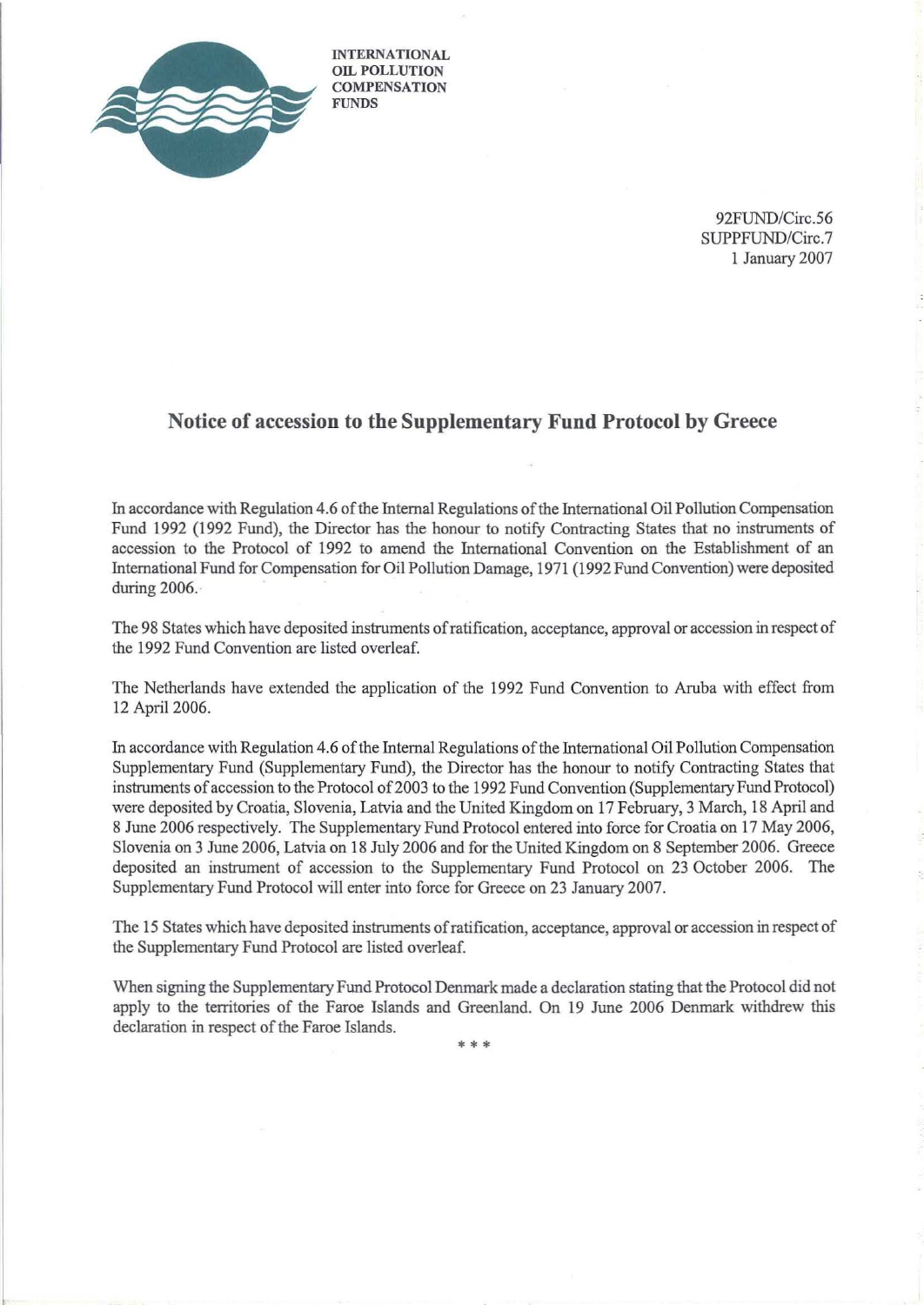INTERNATIONAL
OIL POLLUTION
COMPENSATION
FUNDS

92FUND/Circ.56
SUPPFUND/Circ.7
1 January 2007

## Notice of accession to the Supplementary Fund Protocol by Greece

In accordance with Regulation 4.6 of the Internal Regulations of the International Oil Pollution Compensation Fund 1992 (1992 Fund), the Director has the honour to notify Contracting States that no instruments of accession to the Protocol of 1992 to amend the International Convention on the Establishment of an International Fund for Compensation for Oil Pollution Damage, 1971 (1992 Fund Convention) were deposited during 2006.

The 98 States which have deposited instruments of ratification, acceptance, approval or accession in respect of the 1992 Fund Convention are listed overleaf.

The Netherlands have extended the application of the 1992 Fund Convention to Aruba with effect from 12 April 2006.

In accordance with Regulation 4.6 of the Internal Regulations of the International Oil Pollution Compensation Supplementary Fund (Supplementary Fund), the Director has the honour to notify Contracting States that instruments of accession to the Protocol of 2003 to the 1992 Fund Convention (Supplementary Fund Protocol) were deposited by Croatia, Slovenia, Latvia and the United Kingdom on 17 February, 3 March, 18 April and 8 June 2006 respectively. The Supplementary Fund Protocol entered into force for Croatia on 17 May 2006, Slovenia on 3 June 2006, Latvia on 18 July 2006 and for the United Kingdom on 8 September 2006. Greece deposited an instrument of accession to the Supplementary Fund Protocol on 23 October 2006. The Supplementary Fund Protocol will enter into force for Greece on 23 January 2007.

The 15 States which have deposited instruments of ratification, acceptance, approval or accession in respect of the Supplementary Fund Protocol are listed overleaf.

When signing the Supplementary Fund Protocol Denmark made a declaration stating that the Protocol did not apply to the territories of the Faroe Islands and Greenland. On 19 June 2006 Denmark withdrew this declaration in respect of the Faroe Islands.

\* \* \*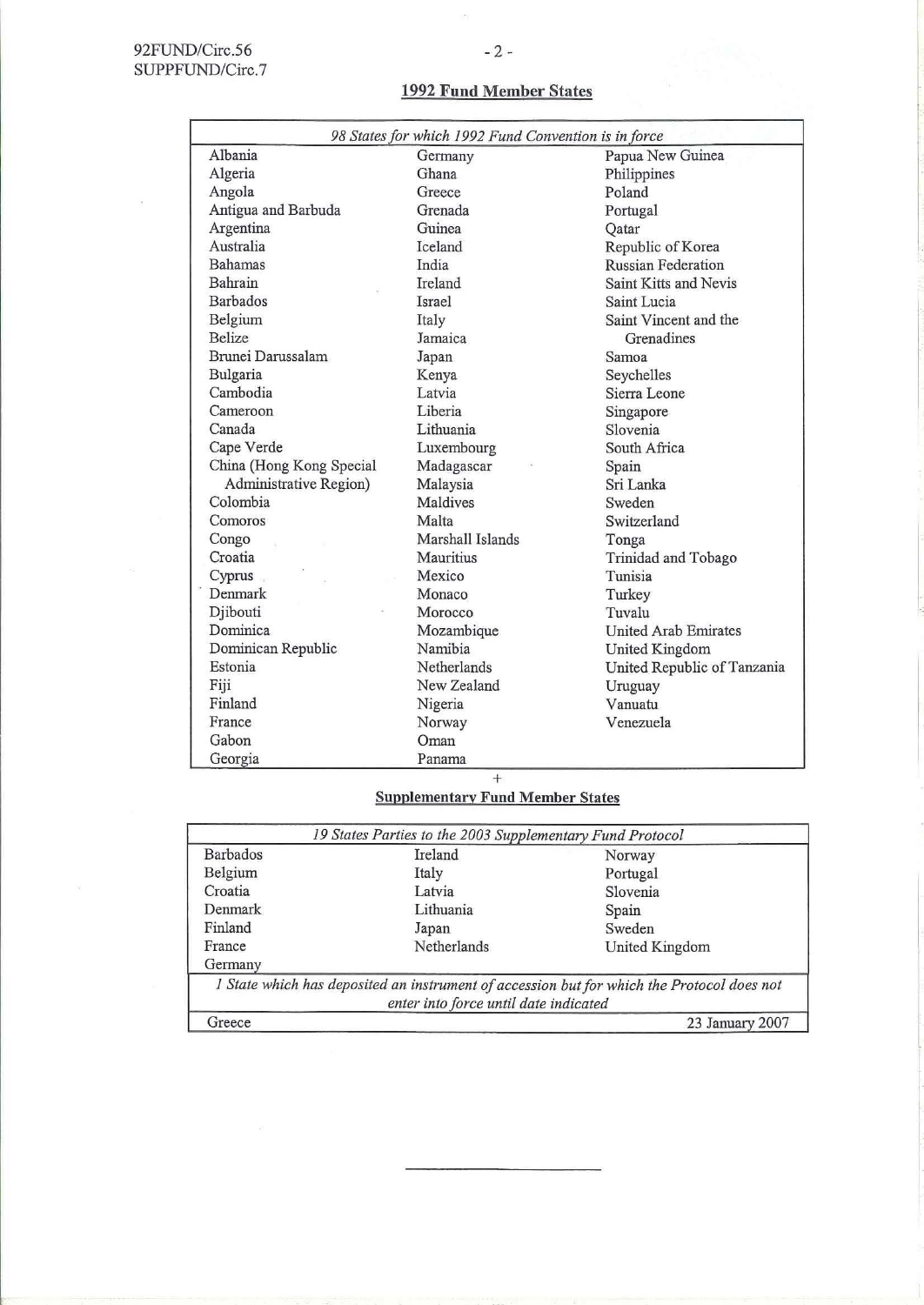## 1992 Fund Member States

| *98 States for which 1992 Fund Convention is in force* | | |
|---|---|---|
| Albania | Germany | Papua New Guinea |
| Algeria | Ghana | Philippines |
| Angola | Greece | Poland |
| Antigua and Barbuda | Grenada | Portugal |
| Argentina | Guinea | Qatar |
| Australia | Iceland | Republic of Korea |
| Bahamas | India | Russian Federation |
| Bahrain | Ireland | Saint Kitts and Nevis |
| Barbados | Israel | Saint Lucia |
| Belgium | Italy | Saint Vincent and the Grenadines |
| Belize | Jamaica | Samoa |
| Brunei Darussalam | Japan | Seychelles |
| Bulgaria | Kenya | Sierra Leone |
| Cambodia | Latvia | Singapore |
| Cameroon | Liberia | Slovenia |
| Canada | Lithuania | South Africa |
| Cape Verde | Luxembourg | Spain |
| China (Hong Kong Special Administrative Region) | Madagascar | Sri Lanka |
| Colombia | Malaysia | Sweden |
| Comoros | Maldives | Switzerland |
| Congo | Malta | Tonga |
| Croatia | Marshall Islands | Trinidad and Tobago |
| Cyprus | Mauritius | Tunisia |
| Denmark | Mexico | Turkey |
| Djibouti | Monaco | Tuvalu |
| Dominica | Morocco | United Arab Emirates |
| Dominican Republic | Mozambique | United Kingdom |
| Estonia | Namibia | United Republic of Tanzania |
| Fiji | Netherlands | Uruguay |
| Finland | New Zealand | Vanuatu |
| France | Nigeria | Venezuela |
| Gabon | Norway | |
| Georgia | Oman | |
| | Panama | |

+

## Supplementary Fund Member States

| *19 States Parties to the 2003 Supplementary Fund Protocol* | | |
|---|---|---|
| Barbados | Ireland | Norway |
| Belgium | Italy | Portugal |
| Croatia | Latvia | Slovenia |
| Denmark | Lithuania | Spain |
| Finland | Japan | Sweden |
| France | Netherlands | United Kingdom |
| Germany | | |
| *1 State which has deposited an instrument of accession but for which the Protocol does not enter into force until date indicated* | | |
| Greece | | 23 January 2007 |